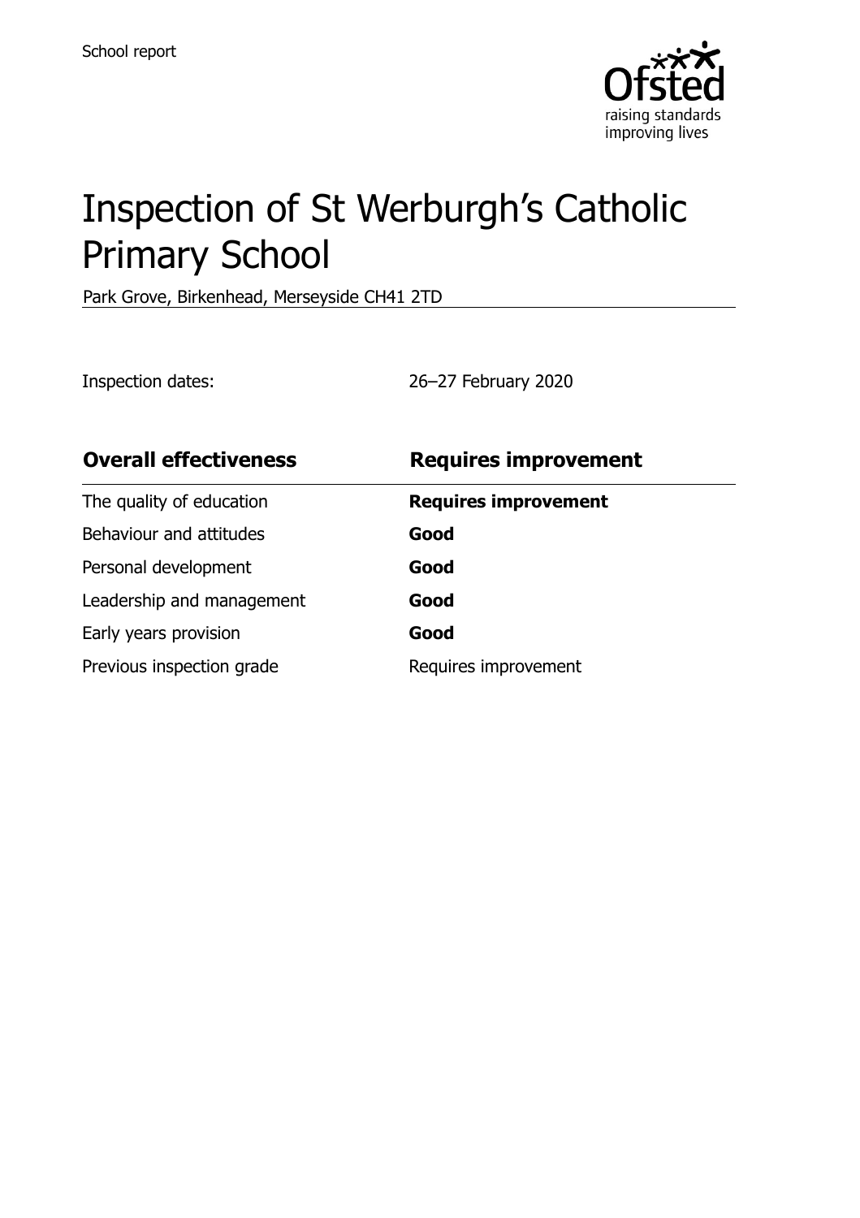School report

# Inspection of St Werburgh's Catholic Primary School

Park Grove, Birkenhead, Merseyside CH41 2TD

Inspection dates: 26–27 February 2020

| **Overall effectiveness** | **Requires improvement** |
| --- | --- |
| The quality of education | **Requires improvement** |
| Behaviour and attitudes | **Good** |
| Personal development | **Good** |
| Leadership and management | **Good** |
| Early years provision | **Good** |
| Previous inspection grade | Requires improvement |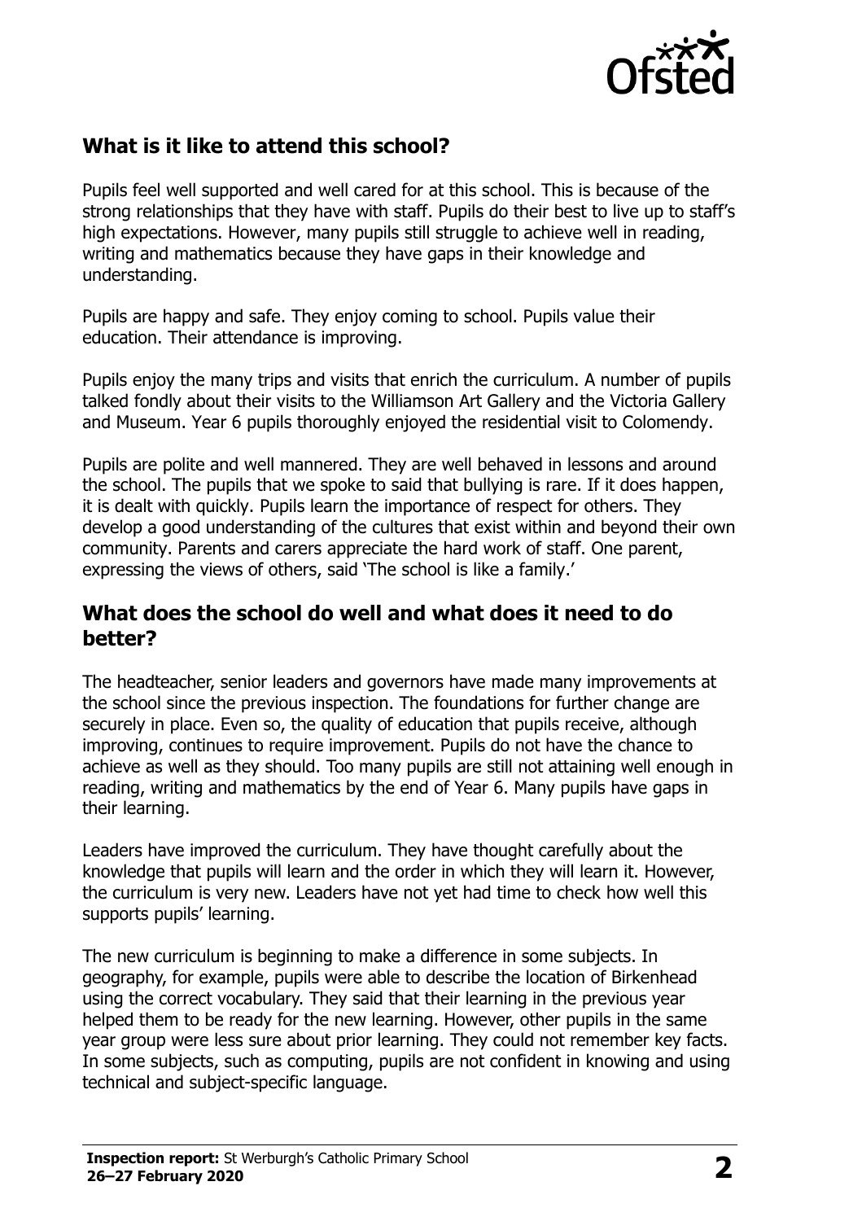## What is it like to attend this school?

Pupils feel well supported and well cared for at this school. This is because of the strong relationships that they have with staff. Pupils do their best to live up to staff's high expectations. However, many pupils still struggle to achieve well in reading, writing and mathematics because they have gaps in their knowledge and understanding.

Pupils are happy and safe. They enjoy coming to school. Pupils value their education. Their attendance is improving.

Pupils enjoy the many trips and visits that enrich the curriculum. A number of pupils talked fondly about their visits to the Williamson Art Gallery and the Victoria Gallery and Museum. Year 6 pupils thoroughly enjoyed the residential visit to Colomendy.

Pupils are polite and well mannered. They are well behaved in lessons and around the school. The pupils that we spoke to said that bullying is rare. If it does happen, it is dealt with quickly. Pupils learn the importance of respect for others. They develop a good understanding of the cultures that exist within and beyond their own community. Parents and carers appreciate the hard work of staff. One parent, expressing the views of others, said 'The school is like a family.'

## What does the school do well and what does it need to do better?

The headteacher, senior leaders and governors have made many improvements at the school since the previous inspection. The foundations for further change are securely in place. Even so, the quality of education that pupils receive, although improving, continues to require improvement. Pupils do not have the chance to achieve as well as they should. Too many pupils are still not attaining well enough in reading, writing and mathematics by the end of Year 6. Many pupils have gaps in their learning.

Leaders have improved the curriculum. They have thought carefully about the knowledge that pupils will learn and the order in which they will learn it. However, the curriculum is very new. Leaders have not yet had time to check how well this supports pupils' learning.

The new curriculum is beginning to make a difference in some subjects. In geography, for example, pupils were able to describe the location of Birkenhead using the correct vocabulary. They said that their learning in the previous year helped them to be ready for the new learning. However, other pupils in the same year group were less sure about prior learning. They could not remember key facts. In some subjects, such as computing, pupils are not confident in knowing and using technical and subject-specific language.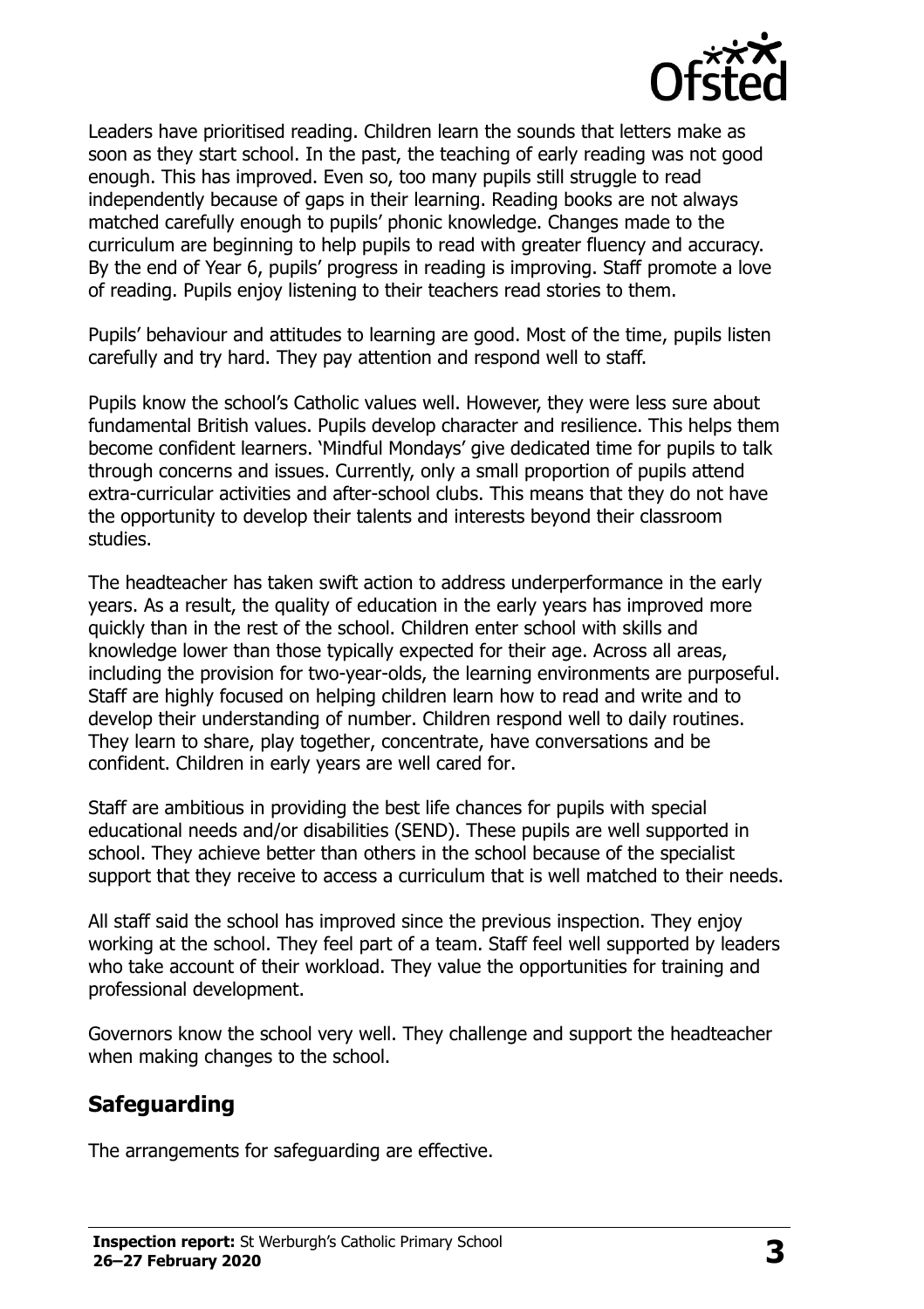Leaders have prioritised reading. Children learn the sounds that letters make as soon as they start school. In the past, the teaching of early reading was not good enough. This has improved. Even so, too many pupils still struggle to read independently because of gaps in their learning. Reading books are not always matched carefully enough to pupils' phonic knowledge. Changes made to the curriculum are beginning to help pupils to read with greater fluency and accuracy. By the end of Year 6, pupils' progress in reading is improving. Staff promote a love of reading. Pupils enjoy listening to their teachers read stories to them.

Pupils' behaviour and attitudes to learning are good. Most of the time, pupils listen carefully and try hard. They pay attention and respond well to staff.

Pupils know the school's Catholic values well. However, they were less sure about fundamental British values. Pupils develop character and resilience. This helps them become confident learners. 'Mindful Mondays' give dedicated time for pupils to talk through concerns and issues. Currently, only a small proportion of pupils attend extra-curricular activities and after-school clubs. This means that they do not have the opportunity to develop their talents and interests beyond their classroom studies.

The headteacher has taken swift action to address underperformance in the early years. As a result, the quality of education in the early years has improved more quickly than in the rest of the school. Children enter school with skills and knowledge lower than those typically expected for their age. Across all areas, including the provision for two-year-olds, the learning environments are purposeful. Staff are highly focused on helping children learn how to read and write and to develop their understanding of number. Children respond well to daily routines. They learn to share, play together, concentrate, have conversations and be confident. Children in early years are well cared for.

Staff are ambitious in providing the best life chances for pupils with special educational needs and/or disabilities (SEND). These pupils are well supported in school. They achieve better than others in the school because of the specialist support that they receive to access a curriculum that is well matched to their needs.

All staff said the school has improved since the previous inspection. They enjoy working at the school. They feel part of a team. Staff feel well supported by leaders who take account of their workload. They value the opportunities for training and professional development.

Governors know the school very well. They challenge and support the headteacher when making changes to the school.

## Safeguarding

The arrangements for safeguarding are effective.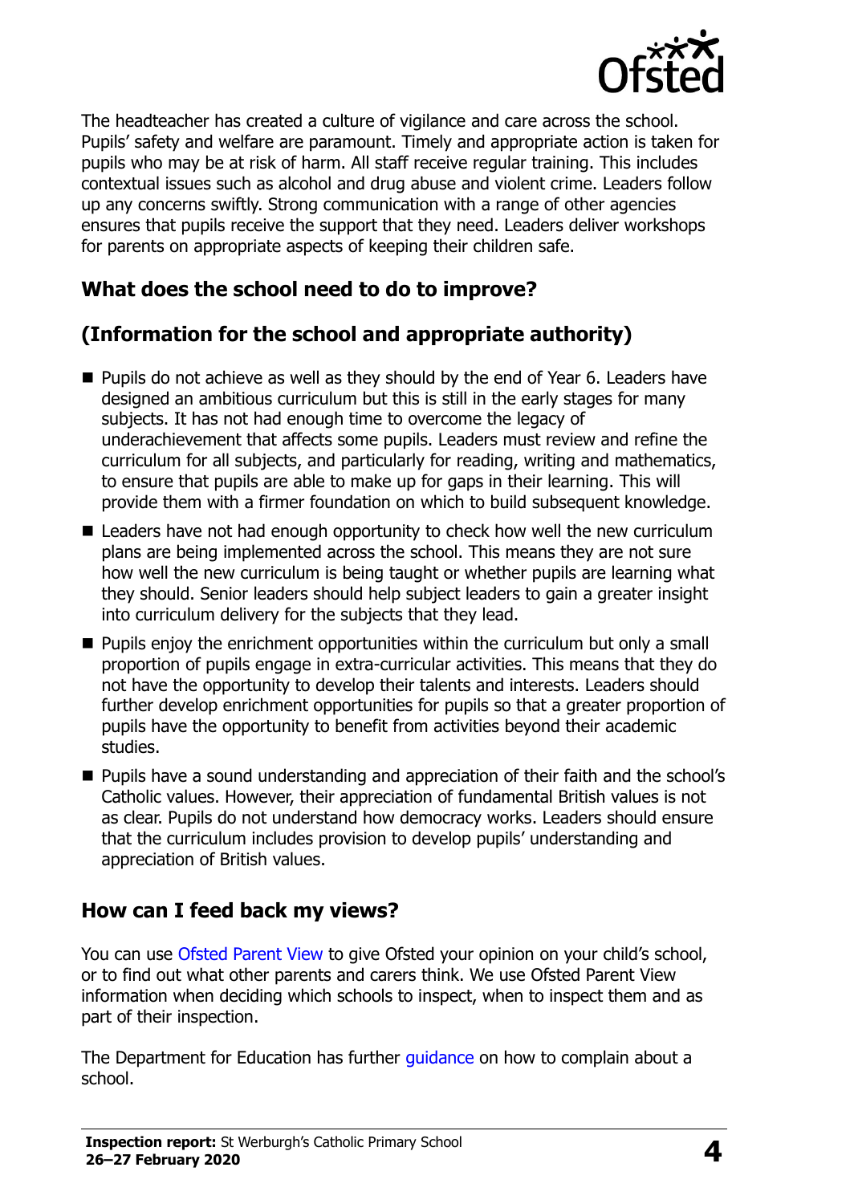The headteacher has created a culture of vigilance and care across the school. Pupils' safety and welfare are paramount. Timely and appropriate action is taken for pupils who may be at risk of harm. All staff receive regular training. This includes contextual issues such as alcohol and drug abuse and violent crime. Leaders follow up any concerns swiftly. Strong communication with a range of other agencies ensures that pupils receive the support that they need. Leaders deliver workshops for parents on appropriate aspects of keeping their children safe.

## What does the school need to do to improve?

## (Information for the school and appropriate authority)

- Pupils do not achieve as well as they should by the end of Year 6. Leaders have designed an ambitious curriculum but this is still in the early stages for many subjects. It has not had enough time to overcome the legacy of underachievement that affects some pupils. Leaders must review and refine the curriculum for all subjects, and particularly for reading, writing and mathematics, to ensure that pupils are able to make up for gaps in their learning. This will provide them with a firmer foundation on which to build subsequent knowledge.
- Leaders have not had enough opportunity to check how well the new curriculum plans are being implemented across the school. This means they are not sure how well the new curriculum is being taught or whether pupils are learning what they should. Senior leaders should help subject leaders to gain a greater insight into curriculum delivery for the subjects that they lead.
- Pupils enjoy the enrichment opportunities within the curriculum but only a small proportion of pupils engage in extra-curricular activities. This means that they do not have the opportunity to develop their talents and interests. Leaders should further develop enrichment opportunities for pupils so that a greater proportion of pupils have the opportunity to benefit from activities beyond their academic studies.
- Pupils have a sound understanding and appreciation of their faith and the school's Catholic values. However, their appreciation of fundamental British values is not as clear. Pupils do not understand how democracy works. Leaders should ensure that the curriculum includes provision to develop pupils' understanding and appreciation of British values.

## How can I feed back my views?

You can use Ofsted Parent View to give Ofsted your opinion on your child's school, or to find out what other parents and carers think. We use Ofsted Parent View information when deciding which schools to inspect, when to inspect them and as part of their inspection.

The Department for Education has further guidance on how to complain about a school.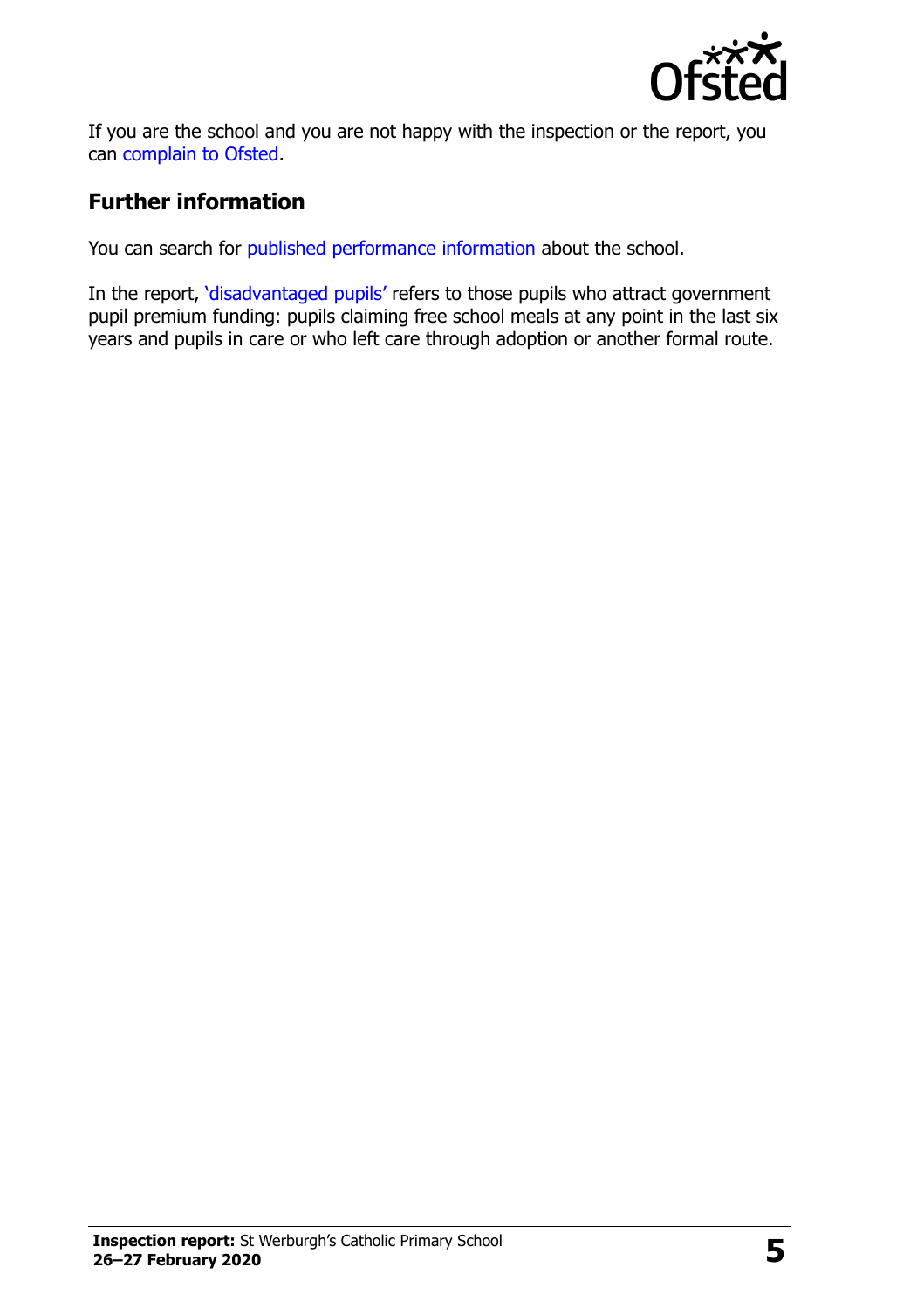If you are the school and you are not happy with the inspection or the report, you can complain to Ofsted.

## Further information

You can search for published performance information about the school.

In the report, 'disadvantaged pupils' refers to those pupils who attract government pupil premium funding: pupils claiming free school meals at any point in the last six years and pupils in care or who left care through adoption or another formal route.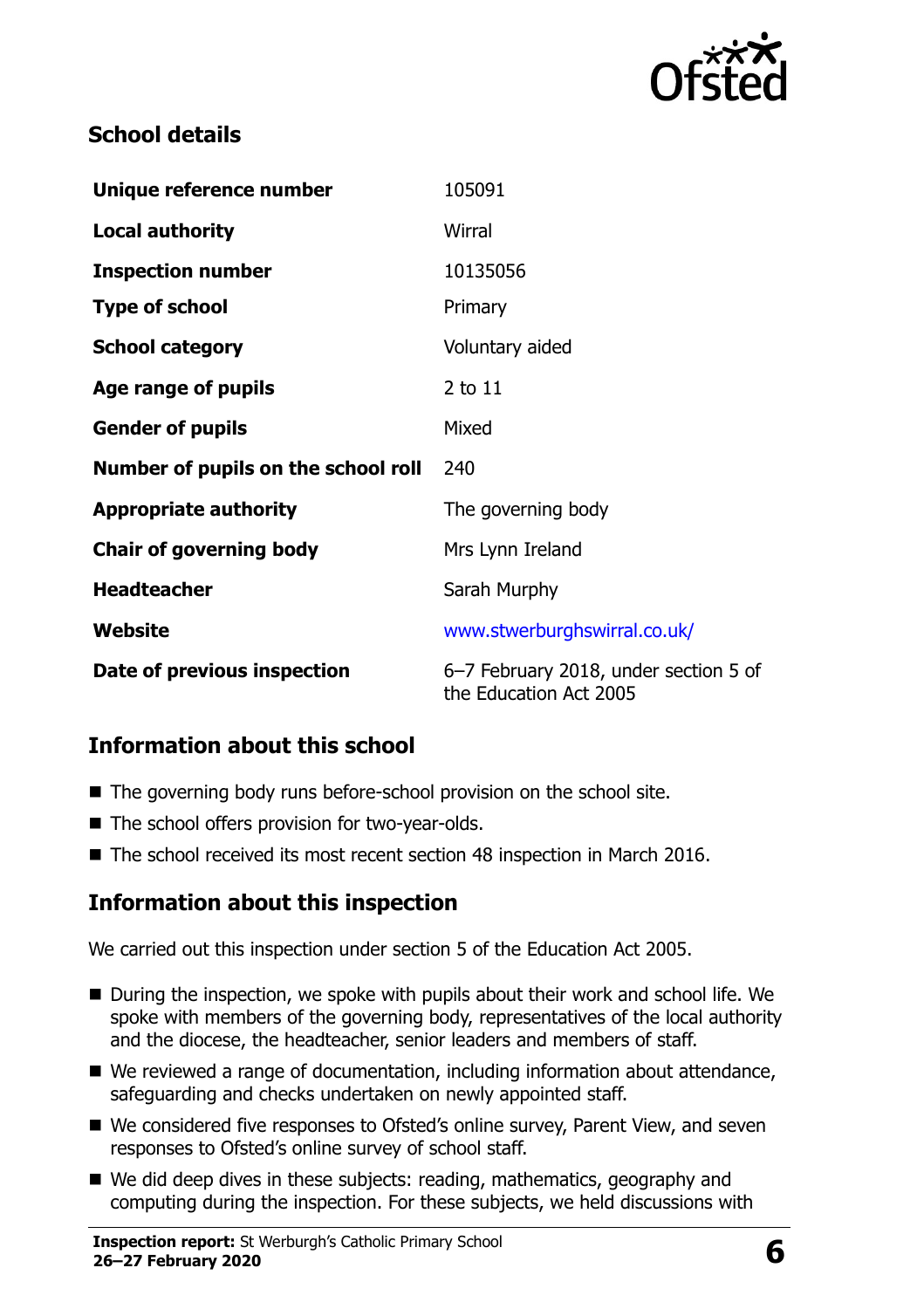## School details

| | |
|---|---|
| **Unique reference number** | 105091 |
| **Local authority** | Wirral |
| **Inspection number** | 10135056 |
| **Type of school** | Primary |
| **School category** | Voluntary aided |
| **Age range of pupils** | 2 to 11 |
| **Gender of pupils** | Mixed |
| **Number of pupils on the school roll** | 240 |
| **Appropriate authority** | The governing body |
| **Chair of governing body** | Mrs Lynn Ireland |
| **Headteacher** | Sarah Murphy |
| **Website** | www.stwerburghswirral.co.uk/ |
| **Date of previous inspection** | 6–7 February 2018, under section 5 of the Education Act 2005 |

## Information about this school

- The governing body runs before-school provision on the school site.
- The school offers provision for two-year-olds.
- The school received its most recent section 48 inspection in March 2016.

## Information about this inspection

We carried out this inspection under section 5 of the Education Act 2005.

- During the inspection, we spoke with pupils about their work and school life. We spoke with members of the governing body, representatives of the local authority and the diocese, the headteacher, senior leaders and members of staff.
- We reviewed a range of documentation, including information about attendance, safeguarding and checks undertaken on newly appointed staff.
- We considered five responses to Ofsted's online survey, Parent View, and seven responses to Ofsted's online survey of school staff.
- We did deep dives in these subjects: reading, mathematics, geography and computing during the inspection. For these subjects, we held discussions with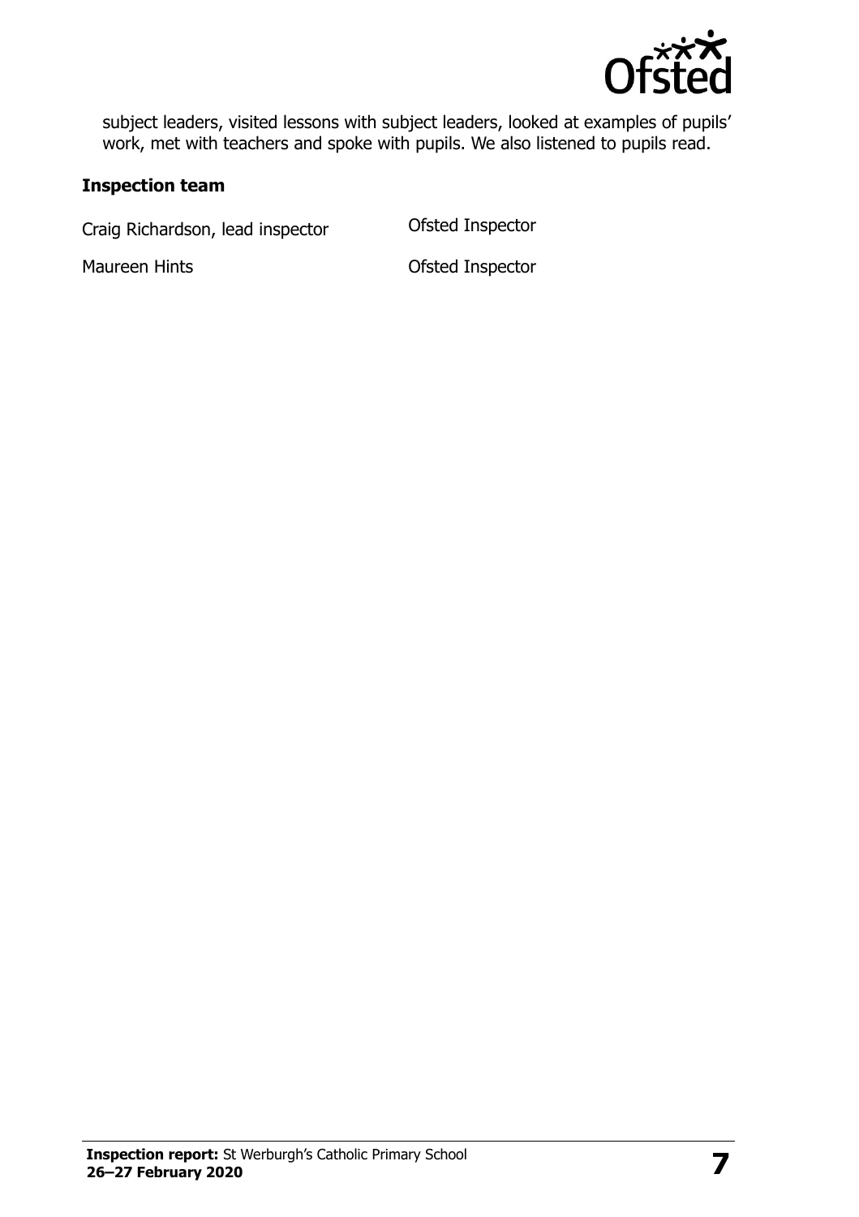subject leaders, visited lessons with subject leaders, looked at examples of pupils' work, met with teachers and spoke with pupils. We also listened to pupils read.

### Inspection team

| | |
| --- | --- |
| Craig Richardson, lead inspector | Ofsted Inspector |
| Maureen Hints | Ofsted Inspector |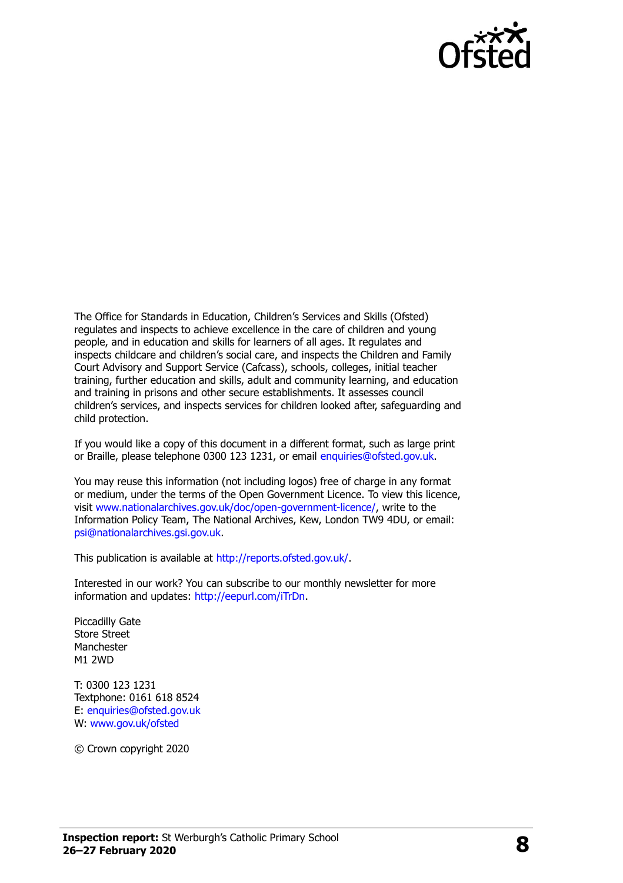The Office for Standards in Education, Children's Services and Skills (Ofsted) regulates and inspects to achieve excellence in the care of children and young people, and in education and skills for learners of all ages. It regulates and inspects childcare and children's social care, and inspects the Children and Family Court Advisory and Support Service (Cafcass), schools, colleges, initial teacher training, further education and skills, adult and community learning, and education and training in prisons and other secure establishments. It assesses council children's services, and inspects services for children looked after, safeguarding and child protection.

If you would like a copy of this document in a different format, such as large print or Braille, please telephone 0300 123 1231, or email enquiries@ofsted.gov.uk.

You may reuse this information (not including logos) free of charge in any format or medium, under the terms of the Open Government Licence. To view this licence, visit www.nationalarchives.gov.uk/doc/open-government-licence/, write to the Information Policy Team, The National Archives, Kew, London TW9 4DU, or email: psi@nationalarchives.gsi.gov.uk.

This publication is available at http://reports.ofsted.gov.uk/.

Interested in our work? You can subscribe to our monthly newsletter for more information and updates: http://eepurl.com/iTrDn.

Piccadilly Gate
Store Street
Manchester
M1 2WD

T: 0300 123 1231
Textphone: 0161 618 8524
E: enquiries@ofsted.gov.uk
W: www.gov.uk/ofsted

© Crown copyright 2020